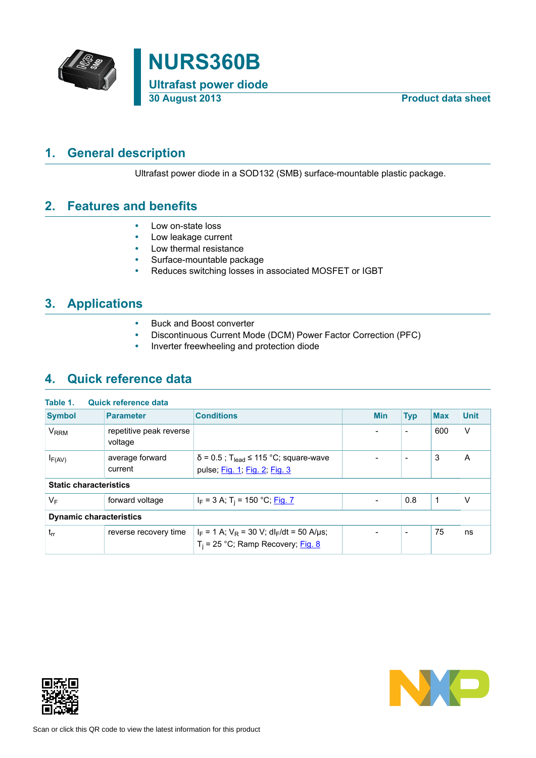# NURS360B

## Ultrafast power diode

30 August 2013 — Product data sheet

## 1. General description

Ultrafast power diode in a SOD132 (SMB) surface-mountable plastic package.

## 2. Features and benefits

- Low on-state loss
- Low leakage current
- Low thermal resistance
- Surface-mountable package
- Reduces switching losses in associated MOSFET or IGBT

## 3. Applications

- Buck and Boost converter
- Discontinuous Current Mode (DCM) Power Factor Correction (PFC)
- Inverter freewheeling and protection diode

## 4. Quick reference data

Table 1. Quick reference data

| Symbol | Parameter | Conditions | Min | Typ | Max | Unit |
|---|---|---|---|---|---|---|
| $V_{RRM}$ | repetitive peak reverse voltage | | - | - | 600 | V |
| $I_{F(AV)}$ | average forward current | $\delta = 0.5$ ; $T_{lead} \leq 115$ °C; square-wave pulse; Fig. 1; Fig. 2; Fig. 3 | - | - | 3 | A |
| **Static characteristics** | | | | | | |
| $V_F$ | forward voltage | $I_F = 3$ A; $T_j = 150$ °C; Fig. 7 | - | 0.8 | 1 | V |
| **Dynamic characteristics** | | | | | | |
| $t_{rr}$ | reverse recovery time | $I_F = 1$ A; $V_R = 30$ V; $dI_F/dt = 50$ A/µs; $T_j = 25$ °C; Ramp Recovery; Fig. 8 | - | - | 75 | ns |

Scan or click this QR code to view the latest information for this product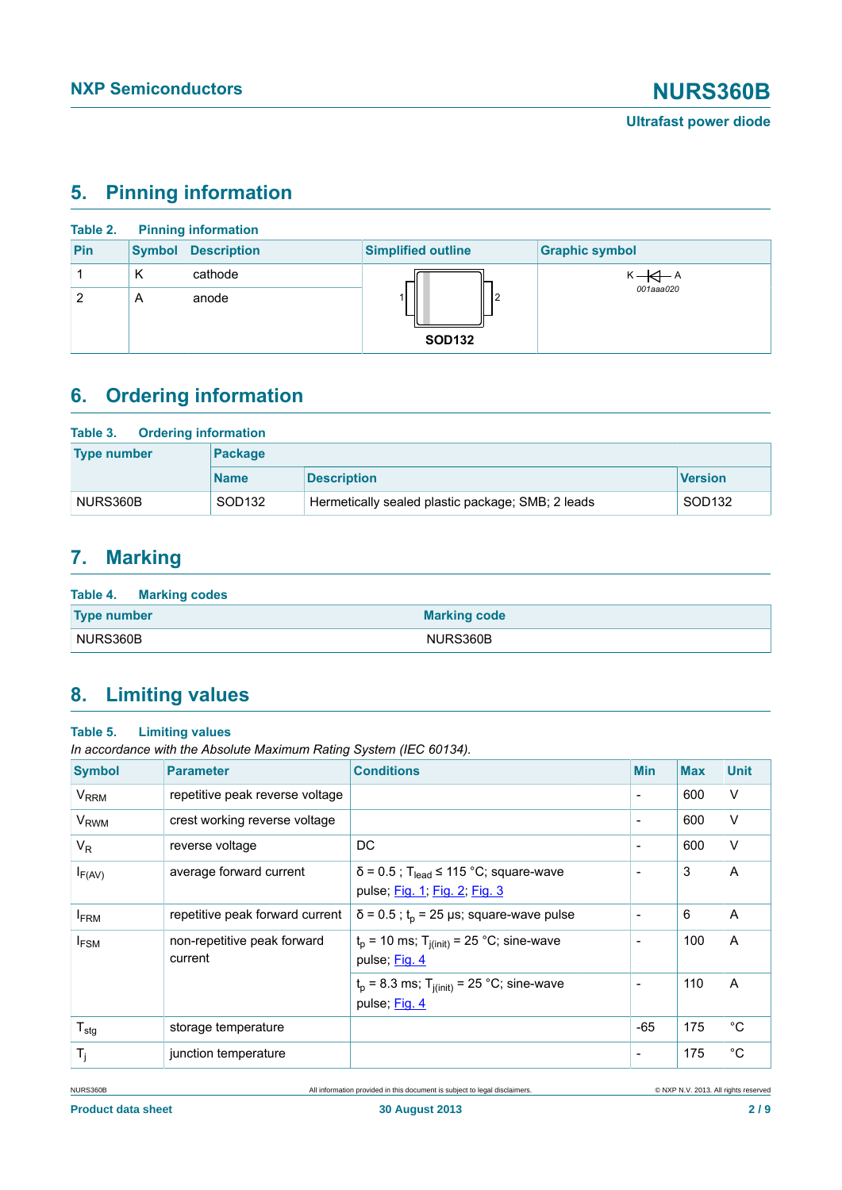## 5. Pinning information

**Table 2. Pinning information**

| Pin | Symbol | Description | Simplified outline | Graphic symbol |
|---|---|---|---|---|
| 1 | K | cathode | SOD132 | K —⊲|— A 001aaa020 |
| 2 | A | anode | | |

## 6. Ordering information

**Table 3. Ordering information**

| Type number | Package | | |
|---|---|---|---|
| | Name | Description | Version |
| NURS360B | SOD132 | Hermetically sealed plastic package; SMB; 2 leads | SOD132 |

## 7. Marking

**Table 4. Marking codes**

| Type number | Marking code |
|---|---|
| NURS360B | NURS360B |

## 8. Limiting values

**Table 5. Limiting values**

*In accordance with the Absolute Maximum Rating System (IEC 60134).*

| Symbol | Parameter | Conditions | Min | Max | Unit |
|---|---|---|---|---|---|
| $V_{RRM}$ | repetitive peak reverse voltage | | - | 600 | V |
| $V_{RWM}$ | crest working reverse voltage | | - | 600 | V |
| $V_R$ | reverse voltage | DC | - | 600 | V |
| $I_{F(AV)}$ | average forward current | $\delta = 0.5$ ; $T_{lead} \leq 115$ °C; square-wave pulse; Fig. 1; Fig. 2; Fig. 3 | - | 3 | A |
| $I_{FRM}$ | repetitive peak forward current | $\delta = 0.5$ ; $t_p = 25$ µs; square-wave pulse | - | 6 | A |
| $I_{FSM}$ | non-repetitive peak forward current | $t_p = 10$ ms; $T_{j(init)} = 25$ °C; sine-wave pulse; Fig. 4 | - | 100 | A |
| | | $t_p = 8.3$ ms; $T_{j(init)} = 25$ °C; sine-wave pulse; Fig. 4 | - | 110 | A |
| $T_{stg}$ | storage temperature | | -65 | 175 | °C |
| $T_j$ | junction temperature | | - | 175 | °C |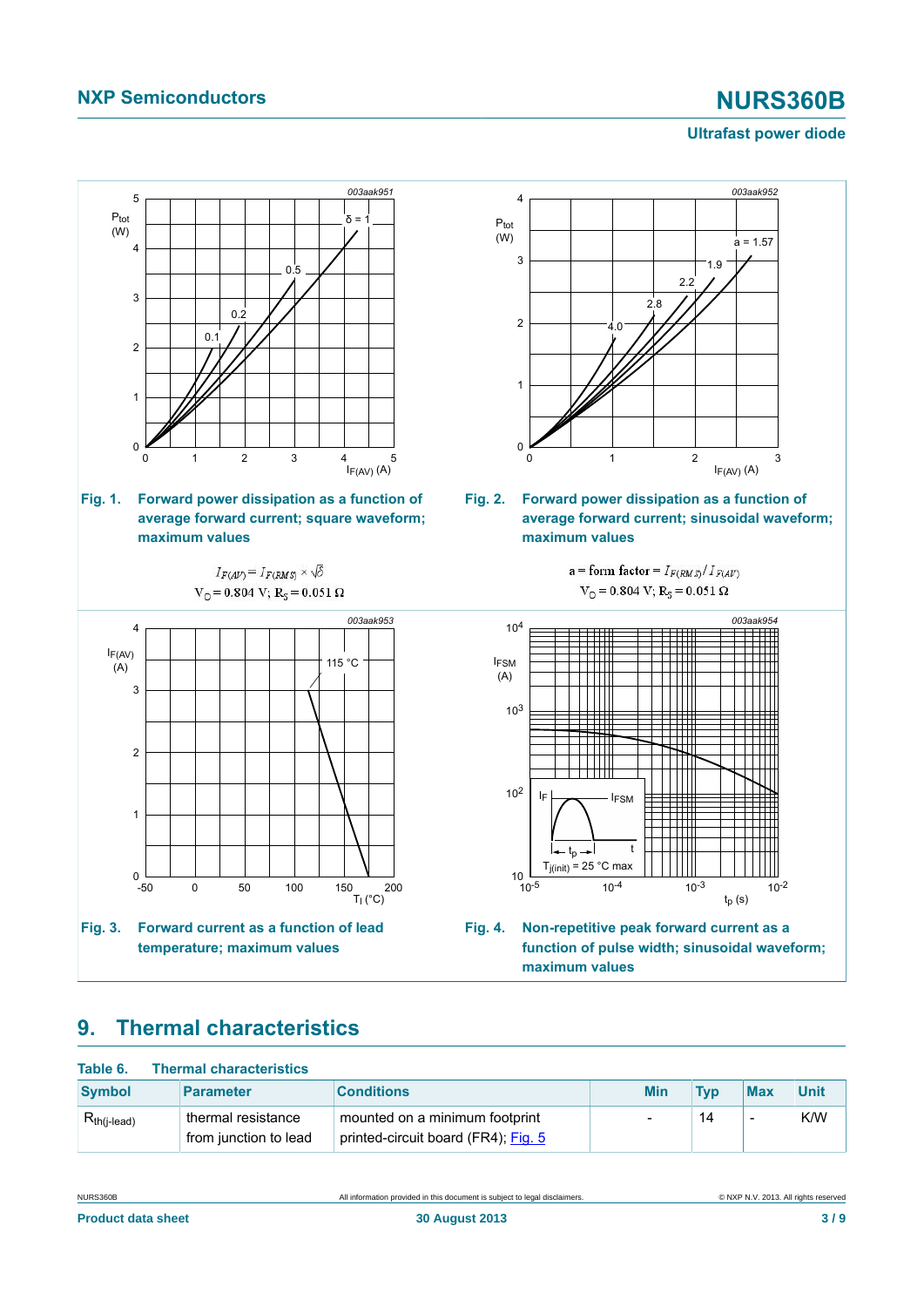Fig. 1. Forward power dissipation as a function of average forward current; square waveform; maximum values

$I_{F(AV)} = I_{F(RMS)} \times \sqrt{\delta}$

$V_O = 0.804$ V; $R_S = 0.051\ \Omega$

Fig. 2. Forward power dissipation as a function of average forward current; sinusoidal waveform; maximum values

a = form factor = $I_{F(RMS)} / I_{F(AV)}$

$V_O = 0.804$ V; $R_S = 0.051\ \Omega$

Fig. 3. Forward current as a function of lead temperature; maximum values

Fig. 4. Non-repetitive peak forward current as a function of pulse width; sinusoidal waveform; maximum values

## 9. Thermal characteristics

**Table 6. Thermal characteristics**

| Symbol | Parameter | Conditions | Min | Typ | Max | Unit |
|---|---|---|---|---|---|---|
| $R_{th(j\text{-}lead)}$ | thermal resistance from junction to lead | mounted on a minimum footprint printed-circuit board (FR4); Fig. 5 | - | 14 | - | K/W |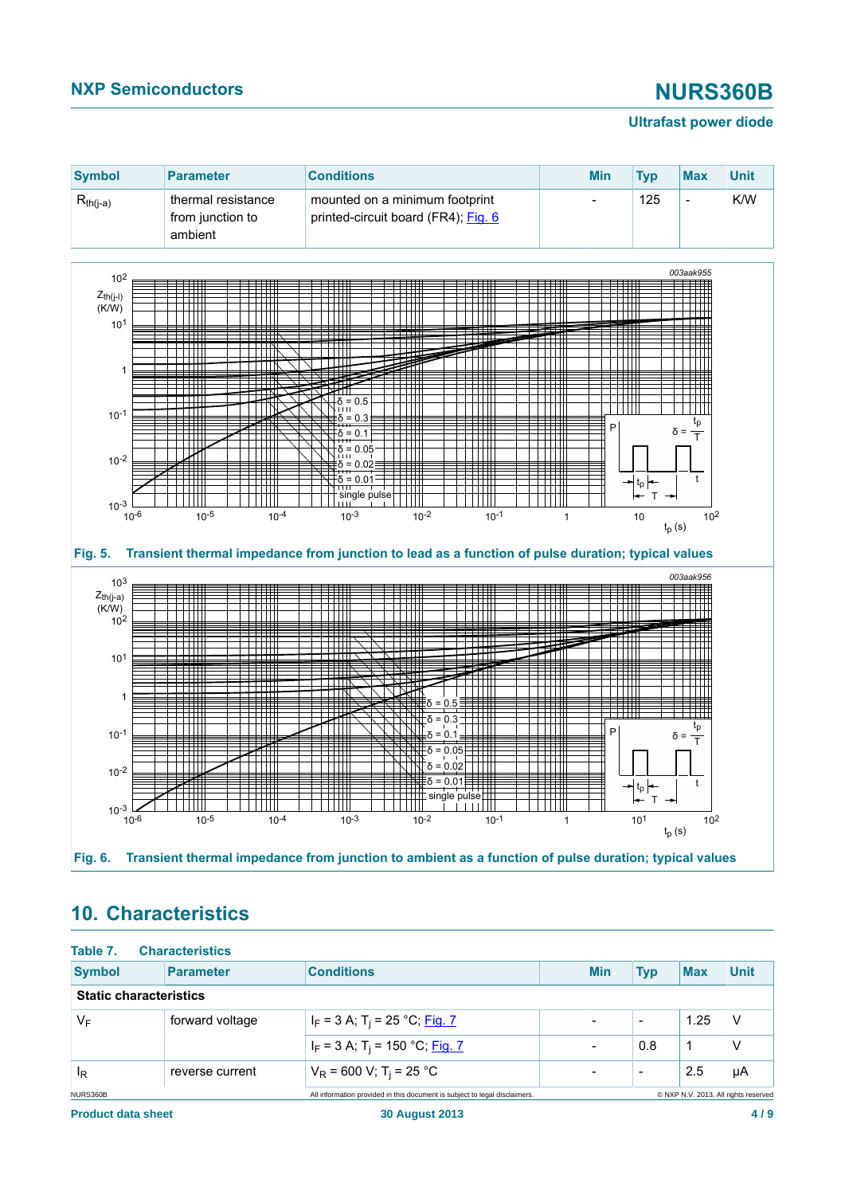| Symbol | Parameter | Conditions | Min | Typ | Max | Unit |
|---|---|---|---|---|---|---|
| $R_{th(j-a)}$ | thermal resistance from junction to ambient | mounted on a minimum footprint printed-circuit board (FR4); Fig. 6 | - | 125 | - | K/W |

**Fig. 5. Transient thermal impedance from junction to lead as a function of pulse duration; typical values**

**Fig. 6. Transient thermal impedance from junction to ambient as a function of pulse duration; typical values**

## 10. Characteristics

**Table 7. Characteristics**

| Symbol | Parameter | Conditions | Min | Typ | Max | Unit |
|---|---|---|---|---|---|---|
| **Static characteristics** | | | | | | |
| $V_F$ | forward voltage | $I_F$ = 3 A; $T_j$ = 25 °C; Fig. 7 | - | - | 1.25 | V |
| | | $I_F$ = 3 A; $T_j$ = 150 °C; Fig. 7 | - | 0.8 | 1 | V |
| $I_R$ | reverse current | $V_R$ = 600 V; $T_j$ = 25 °C | - | - | 2.5 | µA |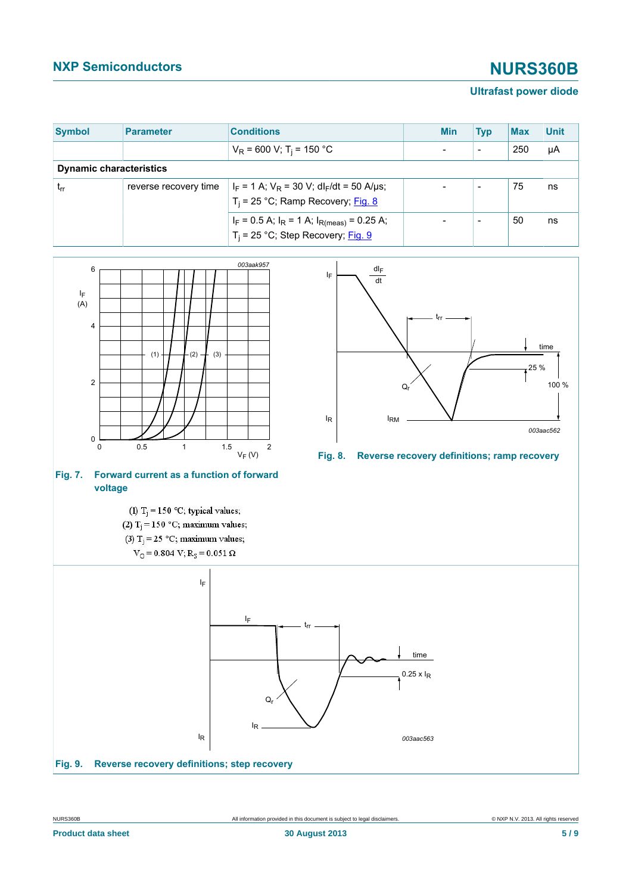| Symbol | Parameter | Conditions | Min | Typ | Max | Unit |
|---|---|---|---|---|---|---|
| | | $V_R$ = 600 V; $T_j$ = 150 °C | - | - | 250 | µA |
| **Dynamic characteristics** | | | | | | |
| $t_{rr}$ | reverse recovery time | $I_F$ = 1 A; $V_R$ = 30 V; $dI_F/dt$ = 50 A/µs; $T_j$ = 25 °C; Ramp Recovery; Fig. 8 | - | - | 75 | ns |
| | | $I_F$ = 0.5 A; $I_R$ = 1 A; $I_{R(meas)}$ = 0.25 A; $T_j$ = 25 °C; Step Recovery; Fig. 9 | - | - | 50 | ns |

**Fig. 7. Forward current as a function of forward voltage**

(1) $T_j$ = 150 °C; typical values;
(2) $T_j$ = 150 °C; maximum values;
(3) $T_j$ = 25 °C; maximum values;
$V_O$ = 0.804 V; $R_S$ = 0.051 Ω

**Fig. 8. Reverse recovery definitions; ramp recovery**

**Fig. 9. Reverse recovery definitions; step recovery**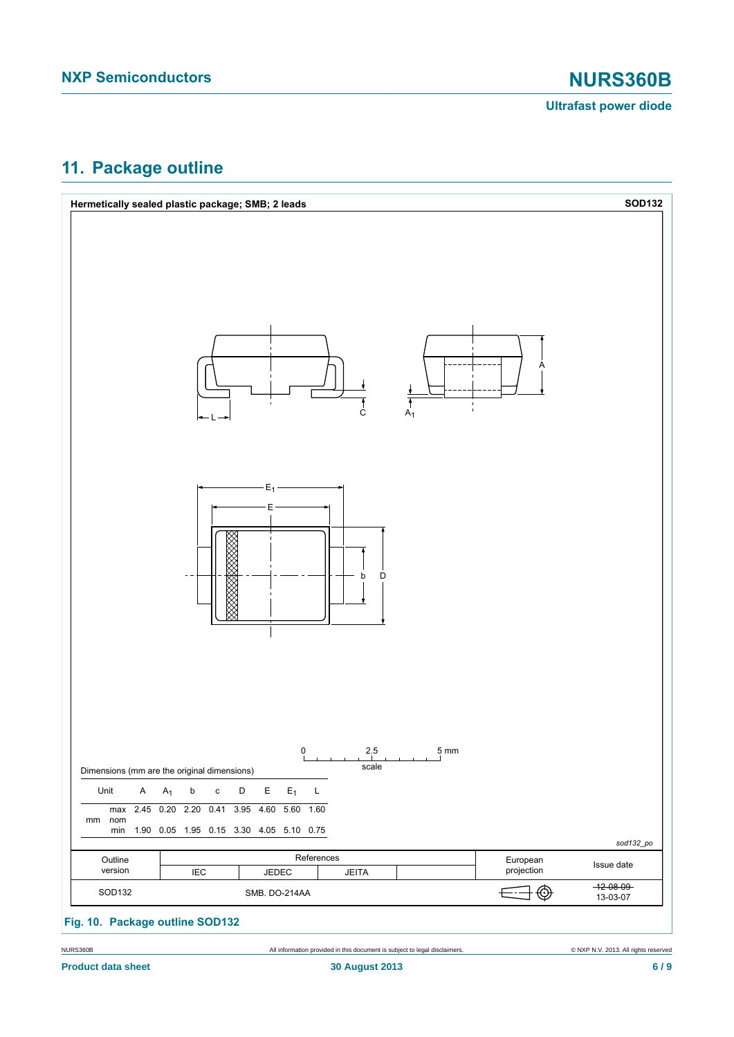## 11. Package outline

**Hermetically sealed plastic package; SMB; 2 leads** **SOD132**

Dimensions (mm are the original dimensions)

| Unit | | A | $A_1$ | b | c | D | E | $E_1$ | L |
|---|---|---|---|---|---|---|---|---|---|
| mm | max | 2.45 | 0.20 | 2.20 | 0.41 | 3.95 | 4.60 | 5.60 | 1.60 |
| | nom | | | | | | | | |
| | min | 1.90 | 0.05 | 1.95 | 0.15 | 3.30 | 4.05 | 5.10 | 0.75 |

sod132_po

| Outline version | References | | | | European projection | Issue date |
|---|---|---|---|---|---|---|
| | IEC | JEDEC | JEITA | | | |
| SOD132 | | SMB. DO-214AA | | | | ~~12-08-09~~ 13-03-07 |

**Fig. 10. Package outline SOD132**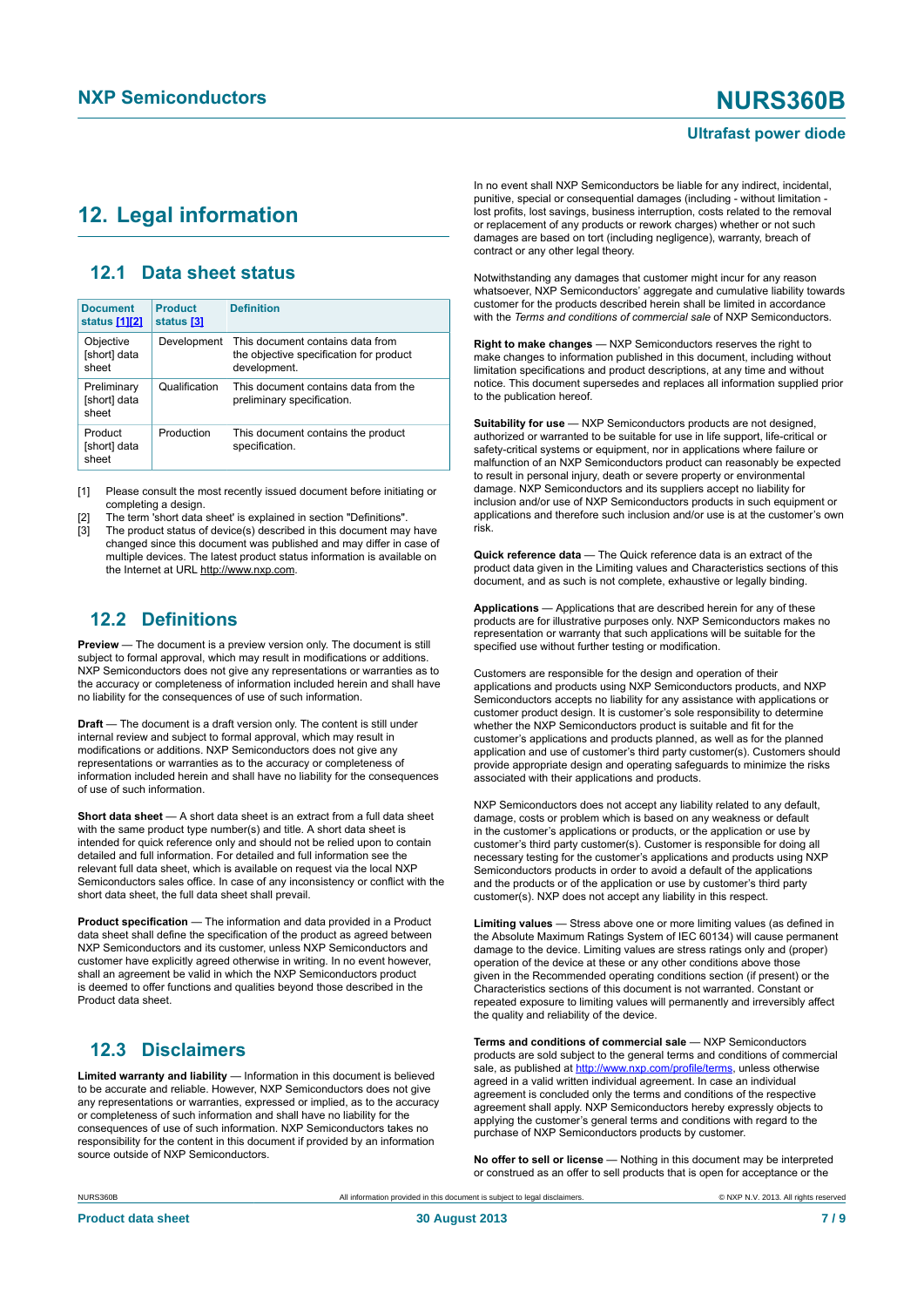# 12. Legal information

## 12.1 Data sheet status

| Document status [1][2] | Product status [3] | Definition |
|---|---|---|
| Objective [short] data sheet | Development | This document contains data from the objective specification for product development. |
| Preliminary [short] data sheet | Qualification | This document contains data from the preliminary specification. |
| Product [short] data sheet | Production | This document contains the product specification. |

[1] Please consult the most recently issued document before initiating or completing a design.

[2] The term 'short data sheet' is explained in section "Definitions".

[3] The product status of device(s) described in this document may have changed since this document was published and may differ in case of multiple devices. The latest product status information is available on the Internet at URL http://www.nxp.com.

## 12.2 Definitions

**Preview** — The document is a preview version only. The document is still subject to formal approval, which may result in modifications or additions. NXP Semiconductors does not give any representations or warranties as to the accuracy or completeness of information included herein and shall have no liability for the consequences of use of such information.

**Draft** — The document is a draft version only. The content is still under internal review and subject to formal approval, which may result in modifications or additions. NXP Semiconductors does not give any representations or warranties as to the accuracy or completeness of information included herein and shall have no liability for the consequences of use of such information.

**Short data sheet** — A short data sheet is an extract from a full data sheet with the same product type number(s) and title. A short data sheet is intended for quick reference only and should not be relied upon to contain detailed and full information. For detailed and full information see the relevant full data sheet, which is available on request via the local NXP Semiconductors sales office. In case of any inconsistency or conflict with the short data sheet, the full data sheet shall prevail.

**Product specification** — The information and data provided in a Product data sheet shall define the specification of the product as agreed between NXP Semiconductors and its customer, unless NXP Semiconductors and customer have explicitly agreed otherwise in writing. In no event however, shall an agreement be valid in which the NXP Semiconductors product is deemed to offer functions and qualities beyond those described in the Product data sheet.

## 12.3 Disclaimers

**Limited warranty and liability** — Information in this document is believed to be accurate and reliable. However, NXP Semiconductors does not give any representations or warranties, expressed or implied, as to the accuracy or completeness of such information and shall have no liability for the consequences of use of such information. NXP Semiconductors takes no responsibility for the content in this document if provided by an information source outside of NXP Semiconductors.

In no event shall NXP Semiconductors be liable for any indirect, incidental, punitive, special or consequential damages (including - without limitation - lost profits, lost savings, business interruption, costs related to the removal or replacement of any products or rework charges) whether or not such damages are based on tort (including negligence), warranty, breach of contract or any other legal theory.

Notwithstanding any damages that customer might incur for any reason whatsoever, NXP Semiconductors' aggregate and cumulative liability towards customer for the products described herein shall be limited in accordance with the *Terms and conditions of commercial sale* of NXP Semiconductors.

**Right to make changes** — NXP Semiconductors reserves the right to make changes to information published in this document, including without limitation specifications and product descriptions, at any time and without notice. This document supersedes and replaces all information supplied prior to the publication hereof.

**Suitability for use** — NXP Semiconductors products are not designed, authorized or warranted to be suitable for use in life support, life-critical or safety-critical systems or equipment, nor in applications where failure or malfunction of an NXP Semiconductors product can reasonably be expected to result in personal injury, death or severe property or environmental damage. NXP Semiconductors and its suppliers accept no liability for inclusion and/or use of NXP Semiconductors products in such equipment or applications and therefore such inclusion and/or use is at the customer's own risk.

**Quick reference data** — The Quick reference data is an extract of the product data given in the Limiting values and Characteristics sections of this document, and as such is not complete, exhaustive or legally binding.

**Applications** — Applications that are described herein for any of these products are for illustrative purposes only. NXP Semiconductors makes no representation or warranty that such applications will be suitable for the specified use without further testing or modification.

Customers are responsible for the design and operation of their applications and products using NXP Semiconductors products, and NXP Semiconductors accepts no liability for any assistance with applications or customer product design. It is customer's sole responsibility to determine whether the NXP Semiconductors product is suitable and fit for the customer's applications and products planned, as well as for the planned application and use of customer's third party customer(s). Customers should provide appropriate design and operating safeguards to minimize the risks associated with their applications and products.

NXP Semiconductors does not accept any liability related to any default, damage, costs or problem which is based on any weakness or default in the customer's applications or products, or the application or use by customer's third party customer(s). Customer is responsible for doing all necessary testing for the customer's applications and products using NXP Semiconductors products in order to avoid a default of the applications and the products or of the application or use by customer's third party customer(s). NXP does not accept any liability in this respect.

**Limiting values** — Stress above one or more limiting values (as defined in the Absolute Maximum Ratings System of IEC 60134) will cause permanent damage to the device. Limiting values are stress ratings only and (proper) operation of the device at these or any other conditions above those given in the Recommended operating conditions section (if present) or the Characteristics sections of this document is not warranted. Constant or repeated exposure to limiting values will permanently and irreversibly affect the quality and reliability of the device.

**Terms and conditions of commercial sale** — NXP Semiconductors products are sold subject to the general terms and conditions of commercial sale, as published at http://www.nxp.com/profile/terms, unless otherwise agreed in a valid written individual agreement. In case an individual agreement is concluded only the terms and conditions of the respective agreement shall apply. NXP Semiconductors hereby expressly objects to applying the customer's general terms and conditions with regard to the purchase of NXP Semiconductors products by customer.

**No offer to sell or license** — Nothing in this document may be interpreted or construed as an offer to sell products that is open for acceptance or the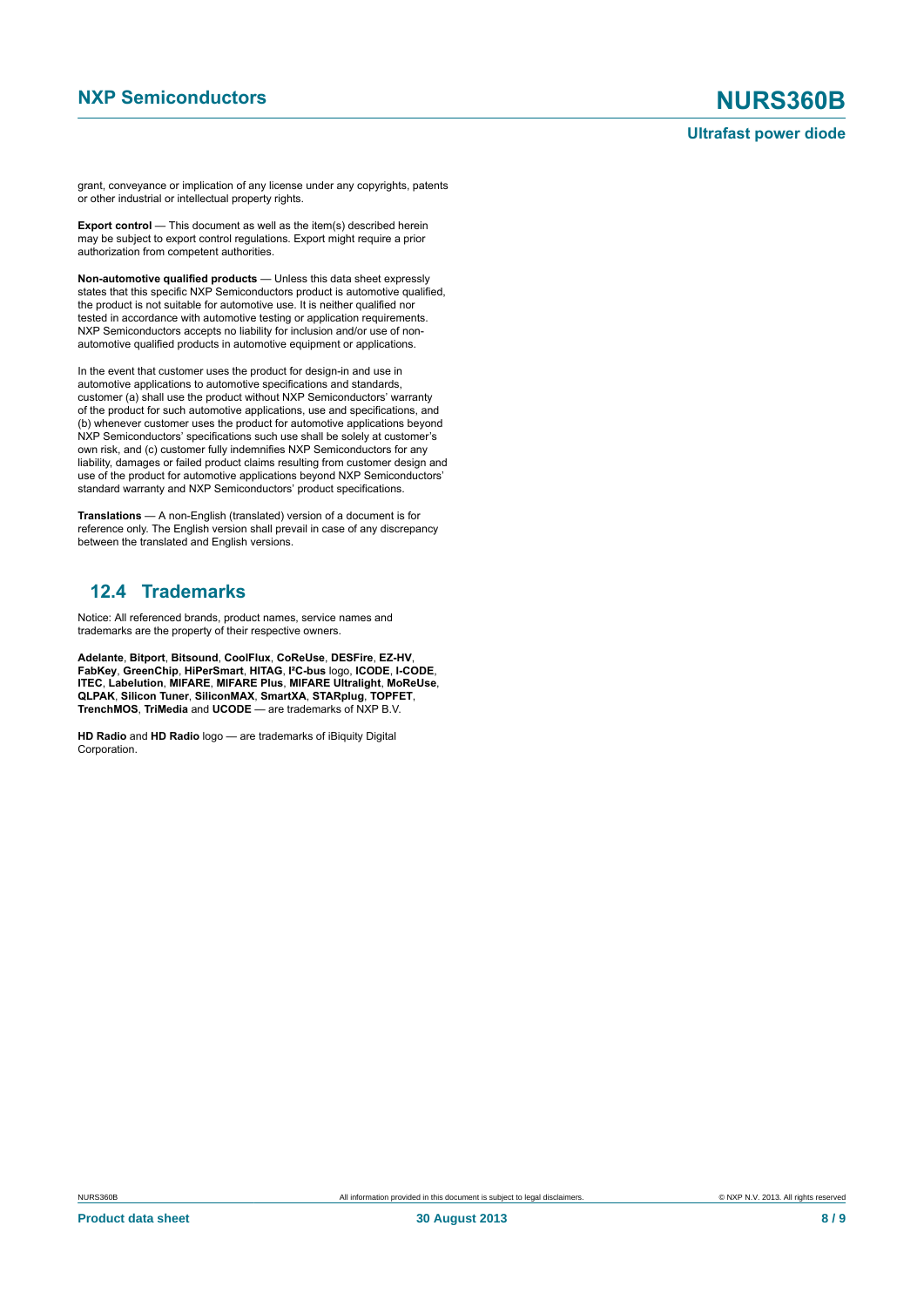grant, conveyance or implication of any license under any copyrights, patents or other industrial or intellectual property rights.

**Export control** — This document as well as the item(s) described herein may be subject to export control regulations. Export might require a prior authorization from competent authorities.

**Non-automotive qualified products** — Unless this data sheet expressly states that this specific NXP Semiconductors product is automotive qualified, the product is not suitable for automotive use. It is neither qualified nor tested in accordance with automotive testing or application requirements. NXP Semiconductors accepts no liability for inclusion and/or use of non-automotive qualified products in automotive equipment or applications.

In the event that customer uses the product for design-in and use in automotive applications to automotive specifications and standards, customer (a) shall use the product without NXP Semiconductors' warranty of the product for such automotive applications, use and specifications, and (b) whenever customer uses the product for automotive applications beyond NXP Semiconductors' specifications such use shall be solely at customer's own risk, and (c) customer fully indemnifies NXP Semiconductors for any liability, damages or failed product claims resulting from customer design and use of the product for automotive applications beyond NXP Semiconductors' standard warranty and NXP Semiconductors' product specifications.

**Translations** — A non-English (translated) version of a document is for reference only. The English version shall prevail in case of any discrepancy between the translated and English versions.

## 12.4 Trademarks

Notice: All referenced brands, product names, service names and trademarks are the property of their respective owners.

**Adelante**, **Bitport**, **Bitsound**, **CoolFlux**, **CoReUse**, **DESFire**, **EZ-HV**, **FabKey**, **GreenChip**, **HiPerSmart**, **HITAG**, **I²C-bus** logo, **ICODE**, **I-CODE**, **ITEC**, **Labelution**, **MIFARE**, **MIFARE Plus**, **MIFARE Ultralight**, **MoReUse**, **QLPAK**, **Silicon Tuner**, **SiliconMAX**, **SmartXA**, **STARplug**, **TOPFET**, **TrenchMOS**, **TriMedia** and **UCODE** — are trademarks of NXP B.V.

**HD Radio** and **HD Radio** logo — are trademarks of iBiquity Digital Corporation.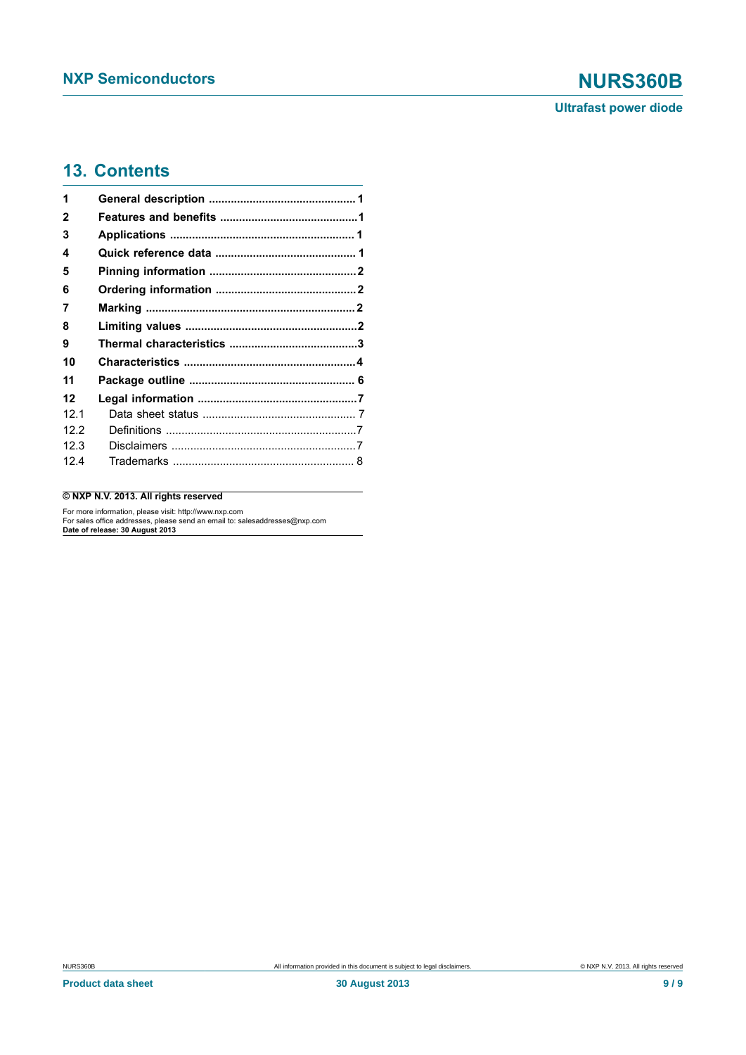## 13. Contents

| | | |
|---|---|---|
| **1** | **General description** | **1** |
| **2** | **Features and benefits** | **1** |
| **3** | **Applications** | **1** |
| **4** | **Quick reference data** | **1** |
| **5** | **Pinning information** | **2** |
| **6** | **Ordering information** | **2** |
| **7** | **Marking** | **2** |
| **8** | **Limiting values** | **2** |
| **9** | **Thermal characteristics** | **3** |
| **10** | **Characteristics** | **4** |
| **11** | **Package outline** | **6** |
| **12** | **Legal information** | **7** |
| 12.1 | Data sheet status | 7 |
| 12.2 | Definitions | 7 |
| 12.3 | Disclaimers | 7 |
| 12.4 | Trademarks | 8 |

**© NXP N.V. 2013. All rights reserved**

For more information, please visit: http://www.nxp.com
For sales office addresses, please send an email to: salesaddresses@nxp.com
**Date of release: 30 August 2013**